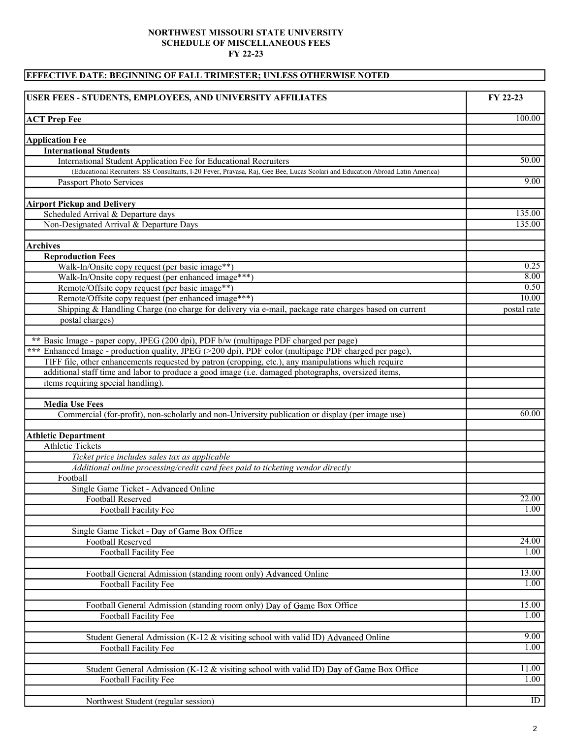**NORTHWEST MISSOURI STATE UNIVERSITY**
**SCHEDULE OF MISCELLANEOUS FEES**
**FY 22-23**

**EFFECTIVE DATE: BEGINNING OF FALL TRIMESTER; UNLESS OTHERWISE NOTED**

| USER FEES - STUDENTS, EMPLOYEES, AND UNIVERSITY AFFILIATES | FY 22-23 |
|---|---|
| **ACT Prep Fee** | 100.00 |
| | |
| **Application Fee** | |
| **International Students** | |
| International Student Application Fee for Educational Recruiters | 50.00 |
| (Educational Recruiters: SS Consultants, I-20 Fever, Pravasa, Raj, Gee Bee, Lucas Scolari and Education Abroad Latin America) | |
| Passport Photo Services | 9.00 |
| | |
| **Airport Pickup and Delivery** | |
| Scheduled Arrival & Departure days | 135.00 |
| Non-Designated Arrival & Departure Days | 135.00 |
| | |
| **Archives** | |
| **Reproduction Fees** | |
| Walk-In/Onsite copy request (per basic image**) | 0.25 |
| Walk-In/Onsite copy request (per enhanced image***) | 8.00 |
| Remote/Offsite copy request (per basic image**) | 0.50 |
| Remote/Offsite copy request (per enhanced image***) | 10.00 |
| Shipping & Handling Charge (no charge for delivery via e-mail, package rate charges based on current postal charges) | postal rate |
| | |
| ** Basic Image - paper copy, JPEG (200 dpi), PDF b/w (multipage PDF charged per page) | |
| *** Enhanced Image - production quality, JPEG (>200 dpi), PDF color (multipage PDF charged per page), TIFF file, other enhancements requested by patron (cropping, etc.), any manipulations which require additional staff time and labor to produce a good image (i.e. damaged photographs, oversized items, items requiring special handling). | |
| | |
| **Media Use Fees** | |
| Commercial (for-profit), non-scholarly and non-University publication or display (per image use) | 60.00 |
| | |
| **Athletic Department** | |
| Athletic Tickets | |
| *Ticket price includes sales tax as applicable* | |
| *Additional online processing/credit card fees paid to ticketing vendor directly* | |
| Football | |
| Single Game Ticket - Advanced Online | |
| Football Reserved | 22.00 |
| Football Facility Fee | 1.00 |
| | |
| Single Game Ticket - Day of Game Box Office | |
| Football Reserved | 24.00 |
| Football Facility Fee | 1.00 |
| | |
| Football General Admission (standing room only) Advanced Online | 13.00 |
| Football Facility Fee | 1.00 |
| | |
| Football General Admission (standing room only) Day of Game Box Office | 15.00 |
| Football Facility Fee | 1.00 |
| | |
| Student General Admission (K-12 & visiting school with valid ID) Advanced Online | 9.00 |
| Football Facility Fee | 1.00 |
| | |
| Student General Admission (K-12 & visiting school with valid ID) Day of Game Box Office | 11.00 |
| Football Facility Fee | 1.00 |
| | |
| Northwest Student (regular session) | ID |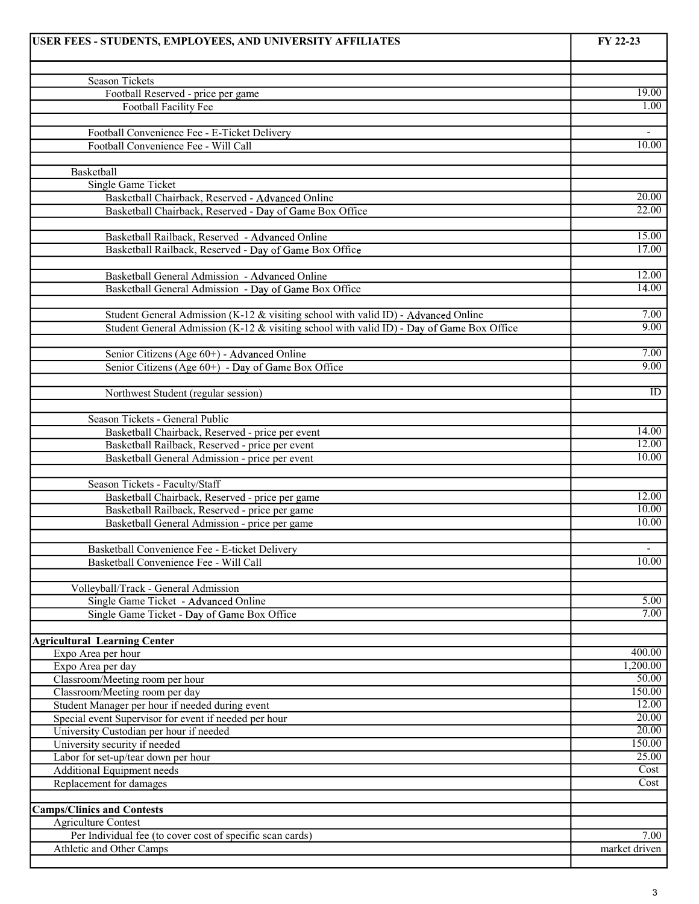| USER FEES - STUDENTS, EMPLOYEES, AND UNIVERSITY AFFILIATES | FY 22-23 |
|---|---|
| | |
| Season Tickets | |
| Football Reserved - price per game | 19.00 |
| Football Facility Fee | 1.00 |
| | |
| Football Convenience Fee - E-Ticket Delivery | - |
| Football Convenience Fee - Will Call | 10.00 |
| | |
| Basketball | |
| Single Game Ticket | |
| Basketball Chairback, Reserved - Advanced Online | 20.00 |
| Basketball Chairback, Reserved - Day of Game Box Office | 22.00 |
| | |
| Basketball Railback, Reserved - Advanced Online | 15.00 |
| Basketball Railback, Reserved - Day of Game Box Office | 17.00 |
| | |
| Basketball General Admission - Advanced Online | 12.00 |
| Basketball General Admission - Day of Game Box Office | 14.00 |
| | |
| Student General Admission (K-12 & visiting school with valid ID) - Advanced Online | 7.00 |
| Student General Admission (K-12 & visiting school with valid ID) - Day of Game Box Office | 9.00 |
| | |
| Senior Citizens (Age 60+) - Advanced Online | 7.00 |
| Senior Citizens (Age 60+) - Day of Game Box Office | 9.00 |
| | |
| Northwest Student (regular session) | ID |
| | |
| Season Tickets - General Public | |
| Basketball Chairback, Reserved - price per event | 14.00 |
| Basketball Railback, Reserved - price per event | 12.00 |
| Basketball General Admission - price per event | 10.00 |
| | |
| Season Tickets - Faculty/Staff | |
| Basketball Chairback, Reserved - price per game | 12.00 |
| Basketball Railback, Reserved - price per game | 10.00 |
| Basketball General Admission - price per game | 10.00 |
| | |
| Basketball Convenience Fee - E-ticket Delivery | - |
| Basketball Convenience Fee - Will Call | 10.00 |
| | |
| Volleyball/Track - General Admission | |
| Single Game Ticket - Advanced Online | 5.00 |
| Single Game Ticket - Day of Game Box Office | 7.00 |
| | |
| **Agricultural Learning Center** | |
| Expo Area per hour | 400.00 |
| Expo Area per day | 1,200.00 |
| Classroom/Meeting room per hour | 50.00 |
| Classroom/Meeting room per day | 150.00 |
| Student Manager per hour if needed during event | 12.00 |
| Special event Supervisor for event if needed per hour | 20.00 |
| University Custodian per hour if needed | 20.00 |
| University security if needed | 150.00 |
| Labor for set-up/tear down per hour | 25.00 |
| Additional Equipment needs | Cost |
| Replacement for damages | Cost |
| | |
| **Camps/Clinics and Contests** | |
| Agriculture Contest | |
| Per Individual fee (to cover cost of specific scan cards) | 7.00 |
| Athletic and Other Camps | market driven |
| | |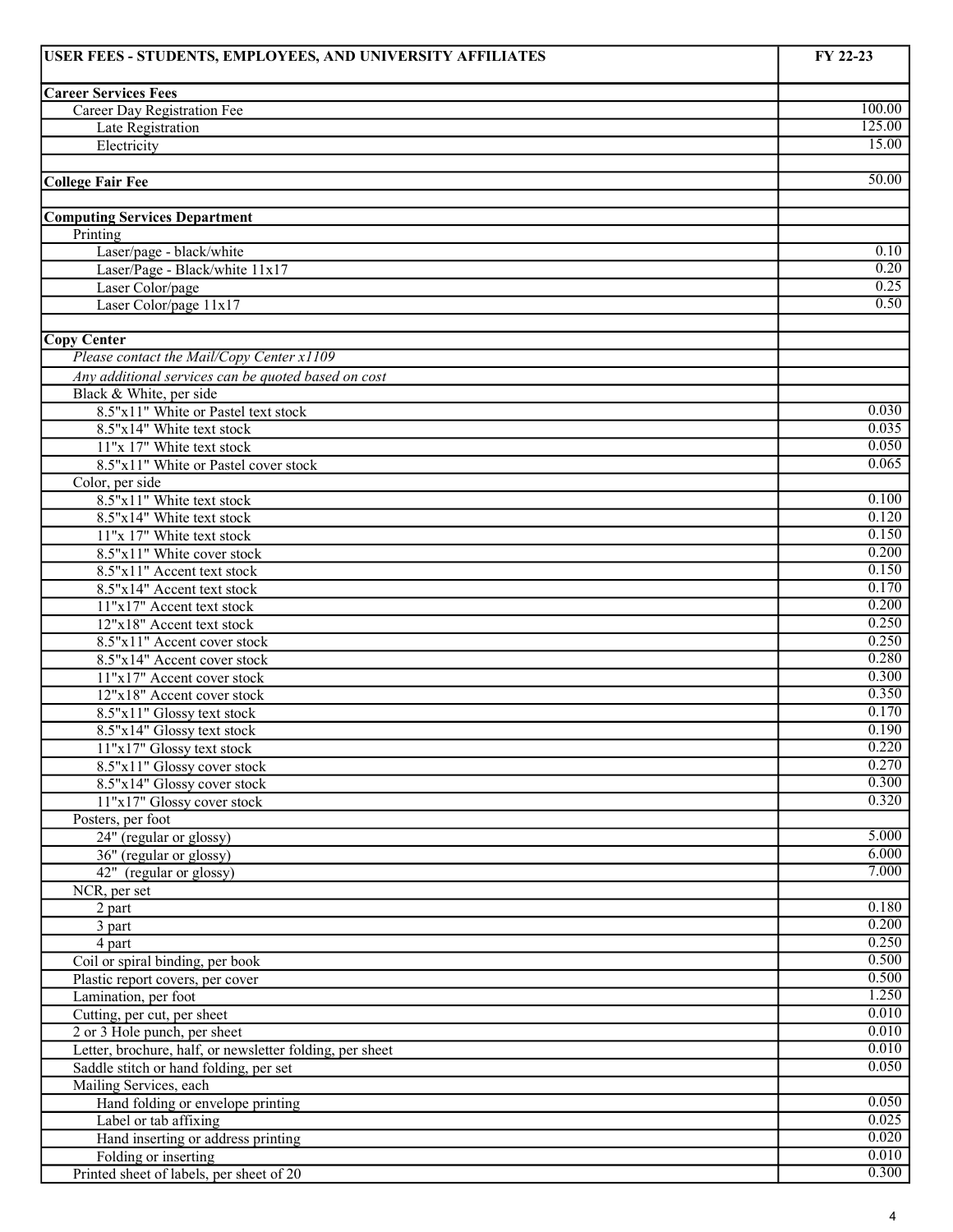| USER FEES - STUDENTS, EMPLOYEES, AND UNIVERSITY AFFILIATES | FY 22-23 |
|---|---|
| **Career Services Fees** | |
| Career Day Registration Fee | 100.00 |
| Late Registration | 125.00 |
| Electricity | 15.00 |
| | |
| **College Fair Fee** | 50.00 |
| | |
| **Computing Services Department** | |
| Printing | |
| Laser/page - black/white | 0.10 |
| Laser/Page - Black/white 11x17 | 0.20 |
| Laser Color/page | 0.25 |
| Laser Color/page 11x17 | 0.50 |
| | |
| **Copy Center** | |
| *Please contact the Mail/Copy Center x1109* | |
| *Any additional services can be quoted based on cost* | |
| Black & White, per side | |
| 8.5"x11" White or Pastel text stock | 0.030 |
| 8.5"x14" White text stock | 0.035 |
| 11"x 17" White text stock | 0.050 |
| 8.5"x11" White or Pastel cover stock | 0.065 |
| Color, per side | |
| 8.5"x11" White text stock | 0.100 |
| 8.5"x14" White text stock | 0.120 |
| 11"x 17" White text stock | 0.150 |
| 8.5"x11" White cover stock | 0.200 |
| 8.5"x11" Accent text stock | 0.150 |
| 8.5"x14" Accent text stock | 0.170 |
| 11"x17" Accent text stock | 0.200 |
| 12"x18" Accent text stock | 0.250 |
| 8.5"x11" Accent cover stock | 0.250 |
| 8.5"x14" Accent cover stock | 0.280 |
| 11"x17" Accent cover stock | 0.300 |
| 12"x18" Accent cover stock | 0.350 |
| 8.5"x11" Glossy text stock | 0.170 |
| 8.5"x14" Glossy text stock | 0.190 |
| 11"x17" Glossy text stock | 0.220 |
| 8.5"x11" Glossy cover stock | 0.270 |
| 8.5"x14" Glossy cover stock | 0.300 |
| 11"x17" Glossy cover stock | 0.320 |
| Posters, per foot | |
| 24" (regular or glossy) | 5.000 |
| 36" (regular or glossy) | 6.000 |
| 42" (regular or glossy) | 7.000 |
| NCR, per set | |
| 2 part | 0.180 |
| 3 part | 0.200 |
| 4 part | 0.250 |
| Coil or spiral binding, per book | 0.500 |
| Plastic report covers, per cover | 0.500 |
| Lamination, per foot | 1.250 |
| Cutting, per cut, per sheet | 0.010 |
| 2 or 3 Hole punch, per sheet | 0.010 |
| Letter, brochure, half, or newsletter folding, per sheet | 0.010 |
| Saddle stitch or hand folding, per set | 0.050 |
| Mailing Services, each | |
| Hand folding or envelope printing | 0.050 |
| Label or tab affixing | 0.025 |
| Hand inserting or address printing | 0.020 |
| Folding or inserting | 0.010 |
| Printed sheet of labels, per sheet of 20 | 0.300 |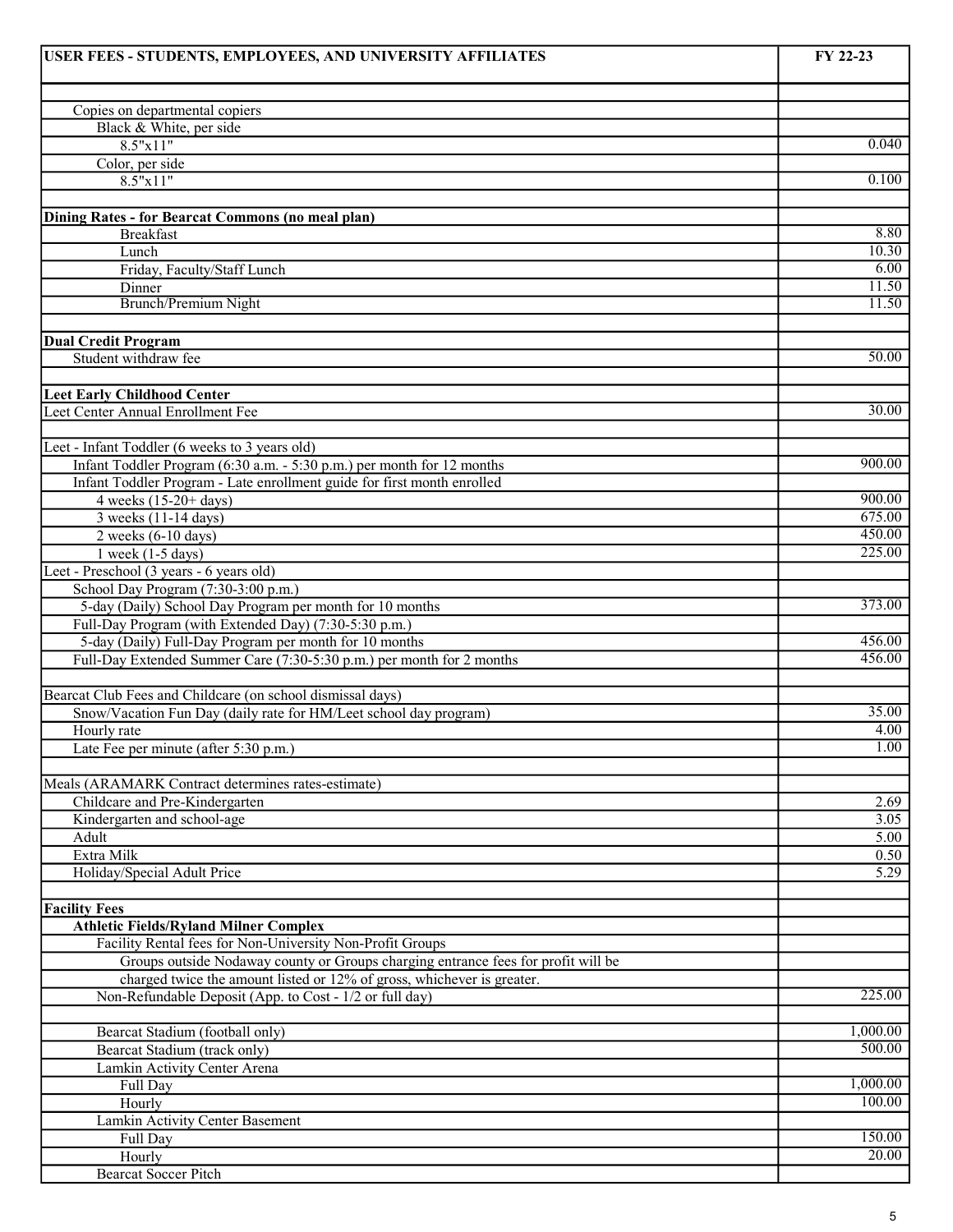| USER FEES - STUDENTS, EMPLOYEES, AND UNIVERSITY AFFILIATES | FY 22-23 |
|---|---|
| | |
| Copies on departmental copiers | |
| Black & White, per side | |
| 8.5"x11" | 0.040 |
| Color, per side | |
| 8.5"x11" | 0.100 |
| | |
| **Dining Rates - for Bearcat Commons (no meal plan)** | |
| Breakfast | 8.80 |
| Lunch | 10.30 |
| Friday, Faculty/Staff Lunch | 6.00 |
| Dinner | 11.50 |
| Brunch/Premium Night | 11.50 |
| | |
| **Dual Credit Program** | |
| Student withdraw fee | 50.00 |
| | |
| **Leet Early Childhood Center** | |
| Leet Center Annual Enrollment Fee | 30.00 |
| | |
| Leet - Infant Toddler (6 weeks to 3 years old) | |
| Infant Toddler Program (6:30 a.m. - 5:30 p.m.) per month for 12 months | 900.00 |
| Infant Toddler Program - Late enrollment guide for first month enrolled | |
| 4 weeks (15-20+ days) | 900.00 |
| 3 weeks (11-14 days) | 675.00 |
| 2 weeks (6-10 days) | 450.00 |
| 1 week (1-5 days) | 225.00 |
| Leet - Preschool (3 years - 6 years old) | |
| School Day Program (7:30-3:00 p.m.) | |
| 5-day (Daily) School Day Program per month for 10 months | 373.00 |
| Full-Day Program (with Extended Day) (7:30-5:30 p.m.) | |
| 5-day (Daily) Full-Day Program per month for 10 months | 456.00 |
| Full-Day Extended Summer Care (7:30-5:30 p.m.) per month for 2 months | 456.00 |
| | |
| Bearcat Club Fees and Childcare (on school dismissal days) | |
| Snow/Vacation Fun Day (daily rate for HM/Leet school day program) | 35.00 |
| Hourly rate | 4.00 |
| Late Fee per minute (after 5:30 p.m.) | 1.00 |
| | |
| Meals (ARAMARK Contract determines rates-estimate) | |
| Childcare and Pre-Kindergarten | 2.69 |
| Kindergarten and school-age | 3.05 |
| Adult | 5.00 |
| Extra Milk | 0.50 |
| Holiday/Special Adult Price | 5.29 |
| | |
| **Facility Fees** | |
| **Athletic Fields/Ryland Milner Complex** | |
| Facility Rental fees for Non-University Non-Profit Groups | |
| Groups outside Nodaway county or Groups charging entrance fees for profit will be | |
| charged twice the amount listed or 12% of gross, whichever is greater. | |
| Non-Refundable Deposit (App. to Cost - 1/2 or full day) | 225.00 |
| | |
| Bearcat Stadium (football only) | 1,000.00 |
| Bearcat Stadium (track only) | 500.00 |
| Lamkin Activity Center Arena | |
| Full Day | 1,000.00 |
| Hourly | 100.00 |
| Lamkin Activity Center Basement | |
| Full Day | 150.00 |
| Hourly | 20.00 |
| Bearcat Soccer Pitch | |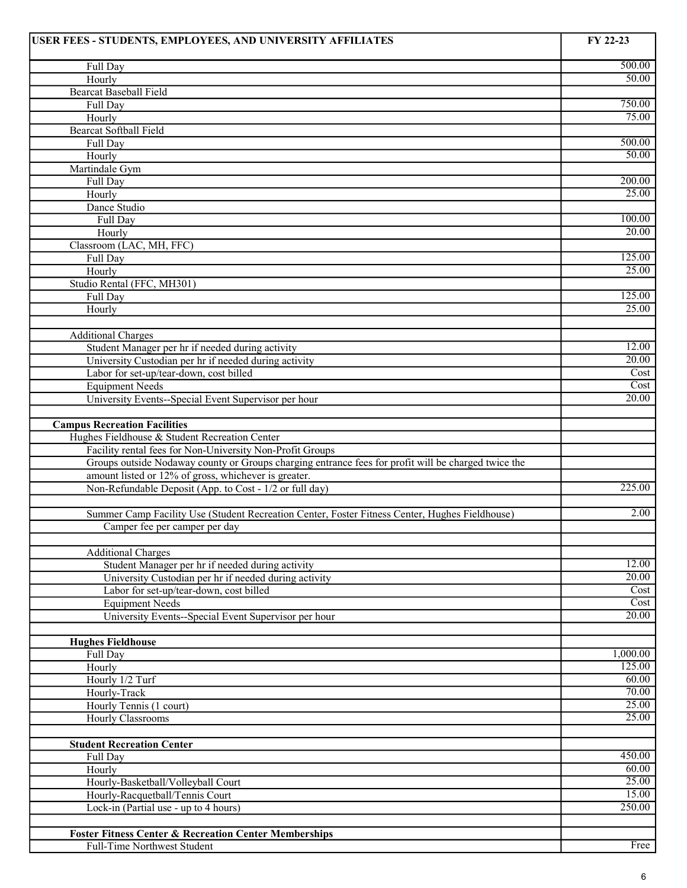| USER FEES - STUDENTS, EMPLOYEES, AND UNIVERSITY AFFILIATES | FY 22-23 |
|---|---|
| Full Day | 500.00 |
| Hourly | 50.00 |
| Bearcat Baseball Field | |
| Full Day | 750.00 |
| Hourly | 75.00 |
| Bearcat Softball Field | |
| Full Day | 500.00 |
| Hourly | 50.00 |
| Martindale Gym | |
| Full Day | 200.00 |
| Hourly | 25.00 |
| Dance Studio | |
| Full Day | 100.00 |
| Hourly | 20.00 |
| Classroom (LAC, MH, FFC) | |
| Full Day | 125.00 |
| Hourly | 25.00 |
| Studio Rental (FFC, MH301) | |
| Full Day | 125.00 |
| Hourly | 25.00 |
| | |
| Additional Charges | |
| Student Manager per hr if needed during activity | 12.00 |
| University Custodian per hr if needed during activity | 20.00 |
| Labor for set-up/tear-down, cost billed | Cost |
| Equipment Needs | Cost |
| University Events--Special Event Supervisor per hour | 20.00 |
| | |
| **Campus Recreation Facilities** | |
| Hughes Fieldhouse & Student Recreation Center | |
| Facility rental fees for Non-University Non-Profit Groups | |
| Groups outside Nodaway county or Groups charging entrance fees for profit will be charged twice the | |
| amount listed or 12% of gross, whichever is greater. | |
| Non-Refundable Deposit (App. to Cost - 1/2 or full day) | 225.00 |
| | |
| Summer Camp Facility Use (Student Recreation Center, Foster Fitness Center, Hughes Fieldhouse) | 2.00 |
| Camper fee per camper per day | |
| | |
| Additional Charges | |
| Student Manager per hr if needed during activity | 12.00 |
| University Custodian per hr if needed during activity | 20.00 |
| Labor for set-up/tear-down, cost billed | Cost |
| Equipment Needs | Cost |
| University Events--Special Event Supervisor per hour | 20.00 |
| | |
| **Hughes Fieldhouse** | |
| Full Day | 1,000.00 |
| Hourly | 125.00 |
| Hourly 1/2 Turf | 60.00 |
| Hourly-Track | 70.00 |
| Hourly Tennis (1 court) | 25.00 |
| Hourly Classrooms | 25.00 |
| | |
| **Student Recreation Center** | |
| Full Day | 450.00 |
| Hourly | 60.00 |
| Hourly-Basketball/Volleyball Court | 25.00 |
| Hourly-Racquetball/Tennis Court | 15.00 |
| Lock-in (Partial use - up to 4 hours) | 250.00 |
| | |
| **Foster Fitness Center & Recreation Center Memberships** | |
| Full-Time Northwest Student | Free |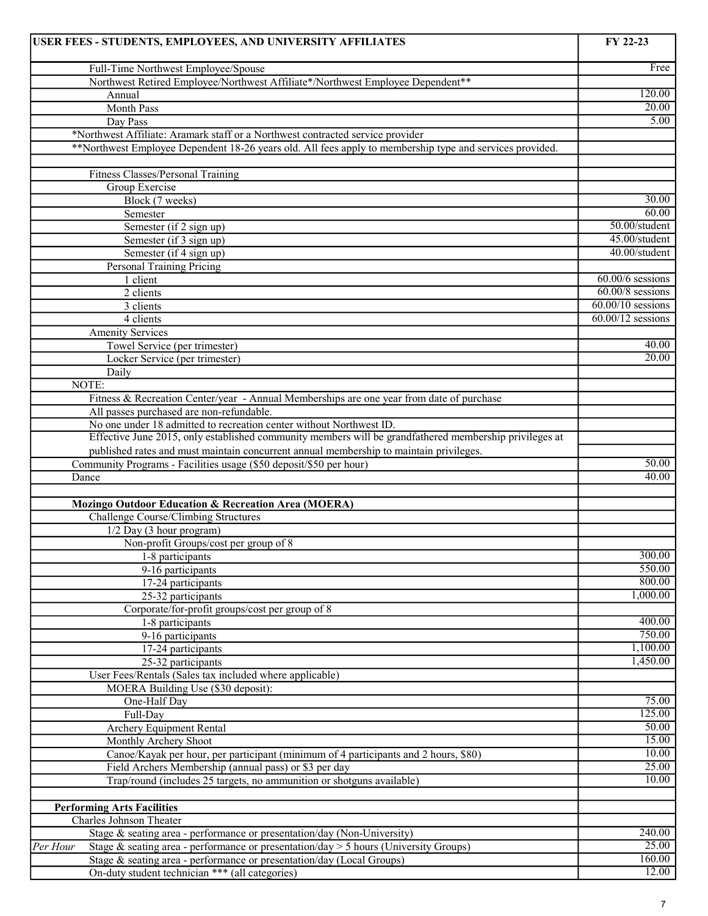| USER FEES - STUDENTS, EMPLOYEES, AND UNIVERSITY AFFILIATES | FY 22-23 |
|---|---|
| Full-Time Northwest Employee/Spouse | Free |
| Northwest Retired Employee/Northwest Affiliate*/Northwest Employee Dependent** | |
| Annual | 120.00 |
| Month Pass | 20.00 |
| Day Pass | 5.00 |
| *Northwest Affiliate: Aramark staff or a Northwest contracted service provider | |
| **Northwest Employee Dependent 18-26 years old. All fees apply to membership type and services provided. | |
| | |
| Fitness Classes/Personal Training | |
| Group Exercise | |
| Block (7 weeks) | 30.00 |
| Semester | 60.00 |
| Semester (if 2 sign up) | 50.00/student |
| Semester (if 3 sign up) | 45.00/student |
| Semester (if 4 sign up) | 40.00/student |
| Personal Training Pricing | |
| 1 client | 60.00/6 sessions |
| 2 clients | 60.00/8 sessions |
| 3 clients | 60.00/10 sessions |
| 4 clients | 60.00/12 sessions |
| Amenity Services | |
| Towel Service (per trimester) | 40.00 |
| Locker Service (per trimester) | 20.00 |
| Daily | |
| NOTE: | |
| Fitness & Recreation Center/year - Annual Memberships are one year from date of purchase | |
| All passes purchased are non-refundable. | |
| No one under 18 admitted to recreation center without Northwest ID. | |
| Effective June 2015, only established community members will be grandfathered membership privileges at published rates and must maintain concurrent annual membership to maintain privileges. | |
| Community Programs - Facilities usage ($50 deposit/$50 per hour) | 50.00 |
| Dance | 40.00 |
| | |
| **Mozingo Outdoor Education & Recreation Area (MOERA)** | |
| Challenge Course/Climbing Structures | |
| 1/2 Day (3 hour program) | |
| Non-profit Groups/cost per group of 8 | |
| 1-8 participants | 300.00 |
| 9-16 participants | 550.00 |
| 17-24 participants | 800.00 |
| 25-32 participants | 1,000.00 |
| Corporate/for-profit groups/cost per group of 8 | |
| 1-8 participants | 400.00 |
| 9-16 participants | 750.00 |
| 17-24 participants | 1,100.00 |
| 25-32 participants | 1,450.00 |
| User Fees/Rentals (Sales tax included where applicable) | |
| MOERA Building Use ($30 deposit): | |
| One-Half Day | 75.00 |
| Full-Day | 125.00 |
| Archery Equipment Rental | 50.00 |
| Monthly Archery Shoot | 15.00 |
| Canoe/Kayak per hour, per participant (minimum of 4 participants and 2 hours, $80) | 10.00 |
| Field Archers Membership (annual pass) or $3 per day | 25.00 |
| Trap/round (includes 25 targets, no ammunition or shotguns available) | 10.00 |
| | |
| **Performing Arts Facilities** | |
| Charles Johnson Theater | |
| Stage & seating area - performance or presentation/day (Non-University) | 240.00 |
| *Per Hour* Stage & seating area - performance or presentation/day > 5 hours (University Groups) | 25.00 |
| Stage & seating area - performance or presentation/day (Local Groups) | 160.00 |
| On-duty student technician *** (all categories) | 12.00 |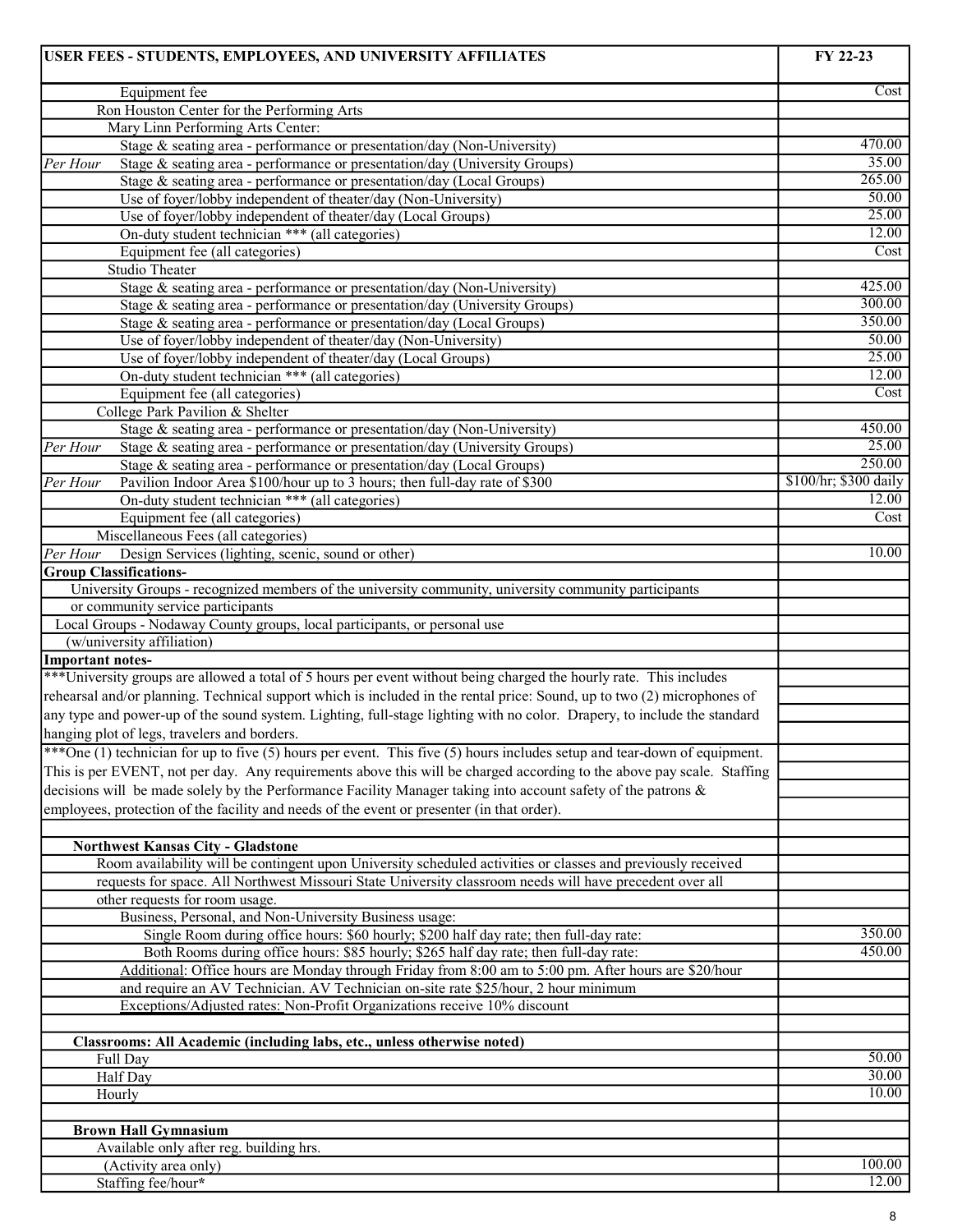| USER FEES - STUDENTS, EMPLOYEES, AND UNIVERSITY AFFILIATES | FY 22-23 |
|---|---|
| Equipment fee | Cost |
| Ron Houston Center for the Performing Arts | |
| Mary Linn Performing Arts Center: | |
| Stage & seating area - performance or presentation/day (Non-University) | 470.00 |
| *Per Hour* Stage & seating area - performance or presentation/day (University Groups) | 35.00 |
| Stage & seating area - performance or presentation/day (Local Groups) | 265.00 |
| Use of foyer/lobby independent of theater/day (Non-University) | 50.00 |
| Use of foyer/lobby independent of theater/day (Local Groups) | 25.00 |
| On-duty student technician *** (all categories) | 12.00 |
| Equipment fee (all categories) | Cost |
| Studio Theater | |
| Stage & seating area - performance or presentation/day (Non-University) | 425.00 |
| Stage & seating area - performance or presentation/day (University Groups) | 300.00 |
| Stage & seating area - performance or presentation/day (Local Groups) | 350.00 |
| Use of foyer/lobby independent of theater/day (Non-University) | 50.00 |
| Use of foyer/lobby independent of theater/day (Local Groups) | 25.00 |
| On-duty student technician *** (all categories) | 12.00 |
| Equipment fee (all categories) | Cost |
| College Park Pavilion & Shelter | |
| Stage & seating area - performance or presentation/day (Non-University) | 450.00 |
| *Per Hour* Stage & seating area - performance or presentation/day (University Groups) | 25.00 |
| Stage & seating area - performance or presentation/day (Local Groups) | 250.00 |
| *Per Hour* Pavilion Indoor Area $100/hour up to 3 hours; then full-day rate of $300 | $100/hr; $300 daily |
| On-duty student technician *** (all categories) | 12.00 |
| Equipment fee (all categories) | Cost |
| Miscellaneous Fees (all categories) | |
| *Per Hour* Design Services (lighting, scenic, sound or other) | 10.00 |
| **Group Classifications-** | |
| University Groups - recognized members of the university community, university community participants or community service participants | |
| Local Groups - Nodaway County groups, local participants, or personal use (w/university affiliation) | |
| **Important notes-** | |
| ***University groups are allowed a total of 5 hours per event without being charged the hourly rate. This includes rehearsal and/or planning. Technical support which is included in the rental price: Sound, up to two (2) microphones of any type and power-up of the sound system. Lighting, full-stage lighting with no color. Drapery, to include the standard hanging plot of legs, travelers and borders. | |
| ***One (1) technician for up to five (5) hours per event. This five (5) hours includes setup and tear-down of equipment. This is per EVENT, not per day. Any requirements above this will be charged according to the above pay scale. Staffing decisions will be made solely by the Performance Facility Manager taking into account safety of the patrons & employees, protection of the facility and needs of the event or presenter (in that order). | |
| | |
| **Northwest Kansas City - Gladstone** | |
| Room availability will be contingent upon University scheduled activities or classes and previously received requests for space. All Northwest Missouri State University classroom needs will have precedent over all other requests for room usage. | |
| Business, Personal, and Non-University Business usage: | |
| Single Room during office hours: $60 hourly; $200 half day rate; then full-day rate: | 350.00 |
| Both Rooms during office hours: $85 hourly; $265 half day rate; then full-day rate: | 450.00 |
| Additional: Office hours are Monday through Friday from 8:00 am to 5:00 pm. After hours are $20/hour and require an AV Technician. AV Technician on-site rate $25/hour, 2 hour minimum | |
| Exceptions/Adjusted rates: Non-Profit Organizations receive 10% discount | |
| | |
| **Classrooms: All Academic (including labs, etc., unless otherwise noted)** | |
| Full Day | 50.00 |
| Half Day | 30.00 |
| Hourly | 10.00 |
| | |
| **Brown Hall Gymnasium** | |
| Available only after reg. building hrs. | |
| (Activity area only) | 100.00 |
| Staffing fee/hour* | 12.00 |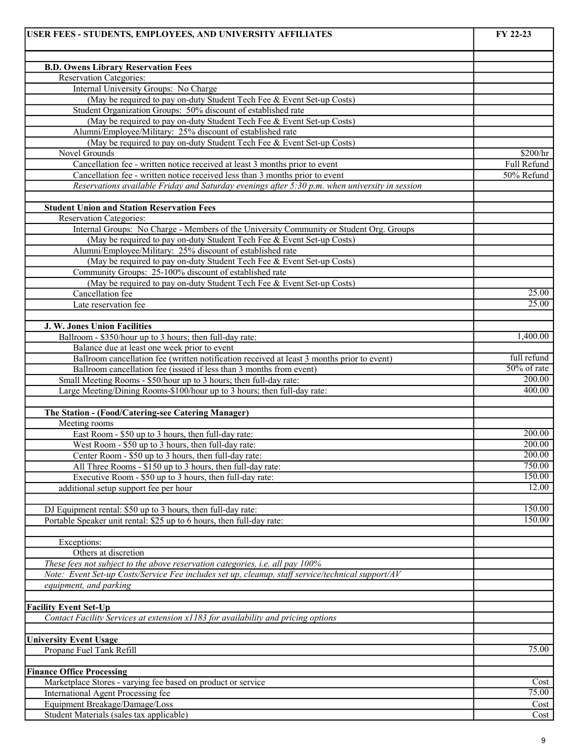| USER FEES - STUDENTS, EMPLOYEES, AND UNIVERSITY AFFILIATES | FY 22-23 |
|---|---|
| | |
| **B.D. Owens Library Reservation Fees** | |
| Reservation Categories: | |
| Internal University Groups: No Charge | |
| (May be required to pay on-duty Student Tech Fee & Event Set-up Costs) | |
| Student Organization Groups: 50% discount of established rate | |
| (May be required to pay on-duty Student Tech Fee & Event Set-up Costs) | |
| Alumni/Employee/Military: 25% discount of established rate | |
| (May be required to pay on-duty Student Tech Fee & Event Set-up Costs) | |
| Novel Grounds | $200/hr |
| Cancellation fee - written notice received at least 3 months prior to event | Full Refund |
| Cancellation fee - written notice received less than 3 months prior to event | 50% Refund |
| *Reservations available Friday and Saturday evenings after 5:30 p.m. when university in session* | |
| | |
| **Student Union and Station Reservation Fees** | |
| Reservation Categories: | |
| Internal Groups: No Charge - Members of the University Community or Student Org. Groups | |
| (May be required to pay on-duty Student Tech Fee & Event Set-up Costs) | |
| Alumni/Employee/Military: 25% discount of established rate | |
| (May be required to pay on-duty Student Tech Fee & Event Set-up Costs) | |
| Community Groups: 25-100% discount of established rate | |
| (May be required to pay on-duty Student Tech Fee & Event Set-up Costs) | |
| Cancellation fee | 25.00 |
| Late reservation fee | 25.00 |
| | |
| **J. W. Jones Union Facilities** | |
| Ballroom - $350/hour up to 3 hours; then full-day rate: | 1,400.00 |
| Balance due at least one week prior to event | |
| Ballroom cancellation fee (written notification received at least 3 months prior to event) | full refund |
| Ballroom cancellation fee (issued if less than 3 months from event) | 50% of rate |
| Small Meeting Rooms - $50/hour up to 3 hours; then full-day rate: | 200.00 |
| Large Meeting/Dining Rooms-$100/hour up to 3 hours; then full-day rate: | 400.00 |
| | |
| **The Station - (Food/Catering-see Catering Manager)** | |
| Meeting rooms | |
| East Room - $50 up to 3 hours, then full-day rate: | 200.00 |
| West Room - $50 up to 3 hours, then full-day rate: | 200.00 |
| Center Room - $50 up to 3 hours, then full-day rate: | 200.00 |
| All Three Rooms - $150 up to 3 hours, then full-day rate: | 750.00 |
| Executive Room - $50 up to 3 hours, then full-day rate: | 150.00 |
| additional setup support fee per hour | 12.00 |
| | |
| DJ Equipment rental: $50 up to 3 hours, then full-day rate: | 150.00 |
| Portable Speaker unit rental: $25 up to 6 hours, then full-day rate: | 150.00 |
| | |
| Exceptions: | |
| Others at discretion | |
| *These fees not subject to the above reservation categories, i.e. all pay 100%* | |
| *Note: Event Set-up Costs/Service Fee includes set up, cleanup, staff service/technical support/AV* | |
| *equipment, and parking* | |
| | |
| **Facility Event Set-Up** | |
| *Contact Facility Services at extension x1183 for availability and pricing options* | |
| | |
| **University Event Usage** | |
| Propane Fuel Tank Refill | 75.00 |
| | |
| **Finance Office Processing** | |
| Marketplace Stores - varying fee based on product or service | Cost |
| International Agent Processing fee | 75.00 |
| Equipment Breakage/Damage/Loss | Cost |
| Student Materials (sales tax applicable) | Cost |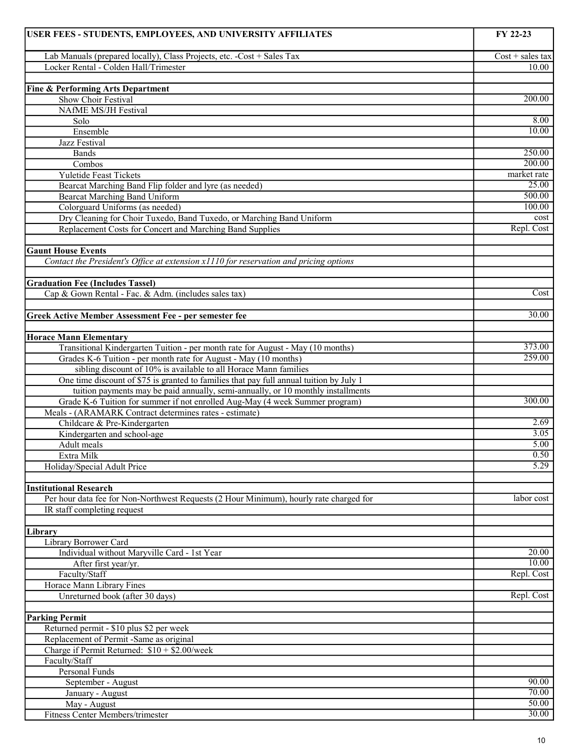| USER FEES - STUDENTS, EMPLOYEES, AND UNIVERSITY AFFILIATES | FY 22-23 |
|---|---|
| Lab Manuals (prepared locally), Class Projects, etc. -Cost + Sales Tax | Cost + sales tax |
| Locker Rental - Colden Hall/Trimester | 10.00 |
| | |
| **Fine & Performing Arts Department** | |
| Show Choir Festival | 200.00 |
| NAfME MS/JH Festival | |
| Solo | 8.00 |
| Ensemble | 10.00 |
| Jazz Festival | |
| Bands | 250.00 |
| Combos | 200.00 |
| Yuletide Feast Tickets | market rate |
| Bearcat Marching Band Flip folder and lyre (as needed) | 25.00 |
| Bearcat Marching Band Uniform | 500.00 |
| Colorguard Uniforms (as needed) | 100.00 |
| Dry Cleaning for Choir Tuxedo, Band Tuxedo, or Marching Band Uniform | cost |
| Replacement Costs for Concert and Marching Band Supplies | Repl. Cost |
| | |
| **Gaunt House Events** | |
| *Contact the President's Office at extension x1110 for reservation and pricing options* | |
| | |
| **Graduation Fee (Includes Tassel)** | |
| Cap & Gown Rental - Fac. & Adm. (includes sales tax) | Cost |
| | |
| **Greek Active Member Assessment Fee - per semester fee** | 30.00 |
| | |
| **Horace Mann Elementary** | |
| Transitional Kindergarten Tuition - per month rate for August - May (10 months) | 373.00 |
| Grades K-6 Tuition - per month rate for August - May (10 months) | 259.00 |
| sibling discount of 10% is available to all Horace Mann families | |
| One time discount of $75 is granted to families that pay full annual tuition by July 1 | |
| tuition payments may be paid annually, semi-annually, or 10 monthly installments | |
| Grade K-6 Tuition for summer if not enrolled Aug-May (4 week Summer program) | 300.00 |
| Meals - (ARAMARK Contract determines rates - estimate) | |
| Childcare & Pre-Kindergarten | 2.69 |
| Kindergarten and school-age | 3.05 |
| Adult meals | 5.00 |
| Extra Milk | 0.50 |
| Holiday/Special Adult Price | 5.29 |
| | |
| **Institutional Research** | |
| Per hour data fee for Non-Northwest Requests (2 Hour Minimum), hourly rate charged for | labor cost |
| IR staff completing request | |
| | |
| **Library** | |
| Library Borrower Card | |
| Individual without Maryville Card - 1st Year | 20.00 |
| After first year/yr. | 10.00 |
| Faculty/Staff | Repl. Cost |
| Horace Mann Library Fines | |
| Unreturned book (after 30 days) | Repl. Cost |
| | |
| **Parking Permit** | |
| Returned permit - $10 plus $2 per week | |
| Replacement of Permit -Same as original | |
| Charge if Permit Returned: $10 + $2.00/week | |
| Faculty/Staff | |
| Personal Funds | |
| September - August | 90.00 |
| January - August | 70.00 |
| May - August | 50.00 |
| Fitness Center Members/trimester | 30.00 |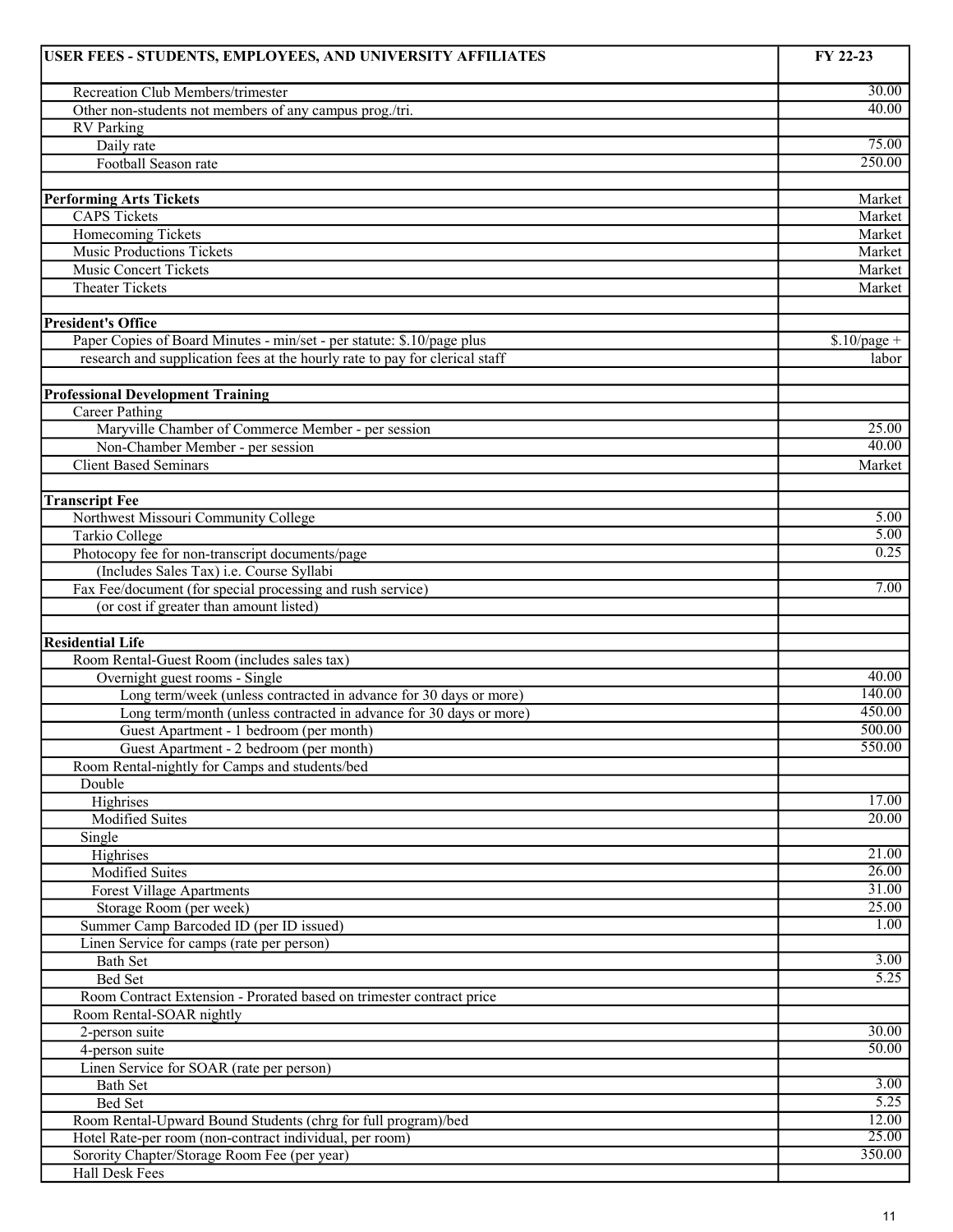| USER FEES - STUDENTS, EMPLOYEES, AND UNIVERSITY AFFILIATES | FY 22-23 |
|---|---|
| Recreation Club Members/trimester | 30.00 |
| Other non-students not members of any campus prog./tri. | 40.00 |
| RV Parking | |
| Daily rate | 75.00 |
| Football Season rate | 250.00 |
| | |
| **Performing Arts Tickets** | Market |
| CAPS Tickets | Market |
| Homecoming Tickets | Market |
| Music Productions Tickets | Market |
| Music Concert Tickets | Market |
| Theater Tickets | Market |
| | |
| **President's Office** | |
| Paper Copies of Board Minutes - min/set - per statute: $.10/page plus | $.10/page + |
| research and supplication fees at the hourly rate to pay for clerical staff | labor |
| | |
| **Professional Development Training** | |
| Career Pathing | |
| Maryville Chamber of Commerce Member - per session | 25.00 |
| Non-Chamber Member - per session | 40.00 |
| Client Based Seminars | Market |
| | |
| **Transcript Fee** | |
| Northwest Missouri Community College | 5.00 |
| Tarkio College | 5.00 |
| Photocopy fee for non-transcript documents/page | 0.25 |
| (Includes Sales Tax) i.e. Course Syllabi | |
| Fax Fee/document (for special processing and rush service) | 7.00 |
| (or cost if greater than amount listed) | |
| | |
| **Residential Life** | |
| Room Rental-Guest Room (includes sales tax) | |
| Overnight guest rooms - Single | 40.00 |
| Long term/week (unless contracted in advance for 30 days or more) | 140.00 |
| Long term/month (unless contracted in advance for 30 days or more) | 450.00 |
| Guest Apartment - 1 bedroom (per month) | 500.00 |
| Guest Apartment - 2 bedroom (per month) | 550.00 |
| Room Rental-nightly for Camps and students/bed | |
| Double | |
| Highrises | 17.00 |
| Modified Suites | 20.00 |
| Single | |
| Highrises | 21.00 |
| Modified Suites | 26.00 |
| Forest Village Apartments | 31.00 |
| Storage Room (per week) | 25.00 |
| Summer Camp Barcoded ID (per ID issued) | 1.00 |
| Linen Service for camps (rate per person) | |
| Bath Set | 3.00 |
| Bed Set | 5.25 |
| Room Contract Extension - Prorated based on trimester contract price | |
| Room Rental-SOAR nightly | |
| 2-person suite | 30.00 |
| 4-person suite | 50.00 |
| Linen Service for SOAR (rate per person) | |
| Bath Set | 3.00 |
| Bed Set | 5.25 |
| Room Rental-Upward Bound Students (chrg for full program)/bed | 12.00 |
| Hotel Rate-per room (non-contract individual, per room) | 25.00 |
| Sorority Chapter/Storage Room Fee (per year) | 350.00 |
| Hall Desk Fees | |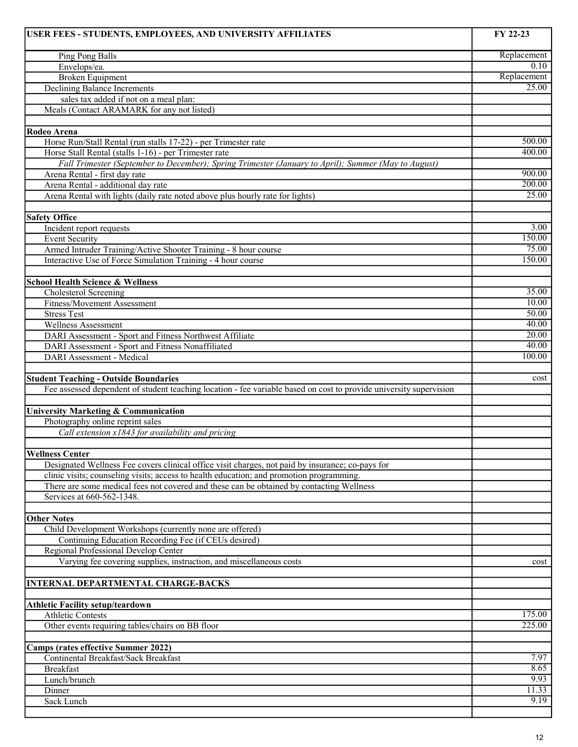| USER FEES - STUDENTS, EMPLOYEES, AND UNIVERSITY AFFILIATES | FY 22-23 |
|---|---|
| Ping Pong Balls | Replacement |
| Envelops/ea. | 0.10 |
| Broken Equipment | Replacement |
| Declining Balance Increments | 25.00 |
| sales tax added if not on a meal plan: | |
| Meals (Contact ARAMARK for any not listed) | |
| | |
| **Rodeo Arena** | |
| Horse Run/Stall Rental (run stalls 17-22) - per Trimester rate | 500.00 |
| Horse Stall Rental (stalls 1-16) - per Trimester rate | 400.00 |
| *Fall Trimester (September to December); Spring Trimester (January to April); Summer (May to August)* | |
| Arena Rental - first day rate | 900.00 |
| Arena Rental - additional day rate | 200.00 |
| Arena Rental with lights (daily rate noted above plus hourly rate for lights) | 25.00 |
| | |
| **Safety Office** | |
| Incident report requests | 3.00 |
| Event Security | 150.00 |
| Armed Intruder Training/Active Shooter Training - 8 hour course | 75.00 |
| Interactive Use of Force Simulation Training - 4 hour course | 150.00 |
| | |
| **School Health Science & Wellness** | |
| Cholesterol Screening | 35.00 |
| Fitness/Movement Assessment | 10.00 |
| Stress Test | 50.00 |
| Wellness Assessment | 40.00 |
| DARI Assessment - Sport and Fitness Northwest Affiliate | 20.00 |
| DARI Assessment - Sport and Fitness Nonaffiliated | 40.00 |
| DARI Assessment - Medical | 100.00 |
| | |
| **Student Teaching - Outside Boundaries** | cost |
| Fee assessed dependent of student teaching location - fee variable based on cost to provide university supervision | |
| | |
| **University Marketing & Communication** | |
| Photography online reprint sales | |
| *Call extension x1843 for availability and pricing* | |
| | |
| **Wellness Center** | |
| Designated Wellness Fee covers clinical office visit charges, not paid by insurance; co-pays for | |
| clinic visits; counseling visits; access to health education; and promotion programming. | |
| There are some medical fees not covered and these can be obtained by contacting Wellness | |
| Services at 660-562-1348. | |
| | |
| **Other Notes** | |
| Child Development Workshops (currently none are offered) | |
| Continuing Education Recording Fee (if CEUs desired) | |
| Regional Professional Develop Center | |
| Varying fee covering supplies, instruction, and miscellaneous costs | cost |
| | |
| **INTERNAL DEPARTMENTAL CHARGE-BACKS** | |
| | |
| **Athletic Facility setup/teardown** | |
| Athletic Contests | 175.00 |
| Other events requiring tables/chairs on BB floor | 225.00 |
| | |
| **Camps (rates effective Summer 2022)** | |
| Continental Breakfast/Sack Breakfast | 7.97 |
| Breakfast | 8.65 |
| Lunch/brunch | 9.93 |
| Dinner | 11.33 |
| Sack Lunch | 9.19 |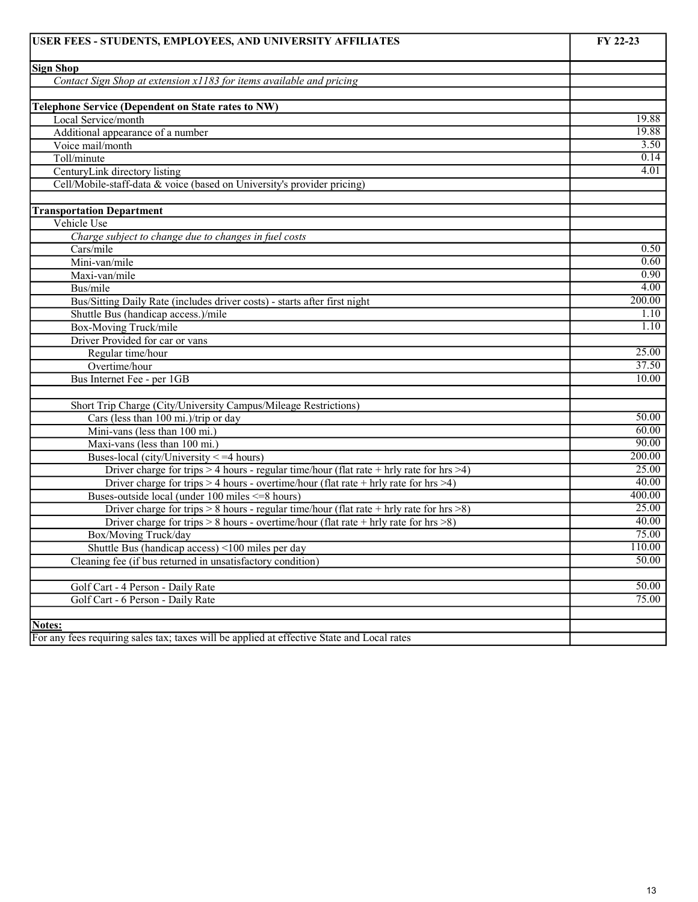| USER FEES - STUDENTS, EMPLOYEES, AND UNIVERSITY AFFILIATES | FY 22-23 |
|---|---|
| **Sign Shop** | |
| *Contact Sign Shop at extension x1183 for items available and pricing* | |
| | |
| **Telephone Service (Dependent on State rates to NW)** | |
| Local Service/month | 19.88 |
| Additional appearance of a number | 19.88 |
| Voice mail/month | 3.50 |
| Toll/minute | 0.14 |
| CenturyLink directory listing | 4.01 |
| Cell/Mobile-staff-data & voice (based on University's provider pricing) | |
| | |
| **Transportation Department** | |
| Vehicle Use | |
| *Charge subject to change due to changes in fuel costs* | |
| Cars/mile | 0.50 |
| Mini-van/mile | 0.60 |
| Maxi-van/mile | 0.90 |
| Bus/mile | 4.00 |
| Bus/Sitting Daily Rate (includes driver costs) - starts after first night | 200.00 |
| Shuttle Bus (handicap access.)/mile | 1.10 |
| Box-Moving Truck/mile | 1.10 |
| Driver Provided for car or vans | |
| Regular time/hour | 25.00 |
| Overtime/hour | 37.50 |
| Bus Internet Fee - per 1GB | 10.00 |
| | |
| Short Trip Charge (City/University Campus/Mileage Restrictions) | |
| Cars (less than 100 mi.)/trip or day | 50.00 |
| Mini-vans (less than 100 mi.) | 60.00 |
| Maxi-vans (less than 100 mi.) | 90.00 |
| Buses-local (city/University < =4 hours) | 200.00 |
| Driver charge for trips > 4 hours - regular time/hour (flat rate + hrly rate for hrs >4) | 25.00 |
| Driver charge for trips > 4 hours - overtime/hour (flat rate + hrly rate for hrs >4) | 40.00 |
| Buses-outside local (under 100 miles <=8 hours) | 400.00 |
| Driver charge for trips > 8 hours - regular time/hour (flat rate + hrly rate for hrs >8) | 25.00 |
| Driver charge for trips > 8 hours - overtime/hour (flat rate + hrly rate for hrs >8) | 40.00 |
| Box/Moving Truck/day | 75.00 |
| Shuttle Bus (handicap access) <100 miles per day | 110.00 |
| Cleaning fee (if bus returned in unsatisfactory condition) | 50.00 |
| | |
| Golf Cart - 4 Person - Daily Rate | 50.00 |
| Golf Cart - 6 Person - Daily Rate | 75.00 |
| | |
| **Notes:** | |
| For any fees requiring sales tax; taxes will be applied at effective State and Local rates | |